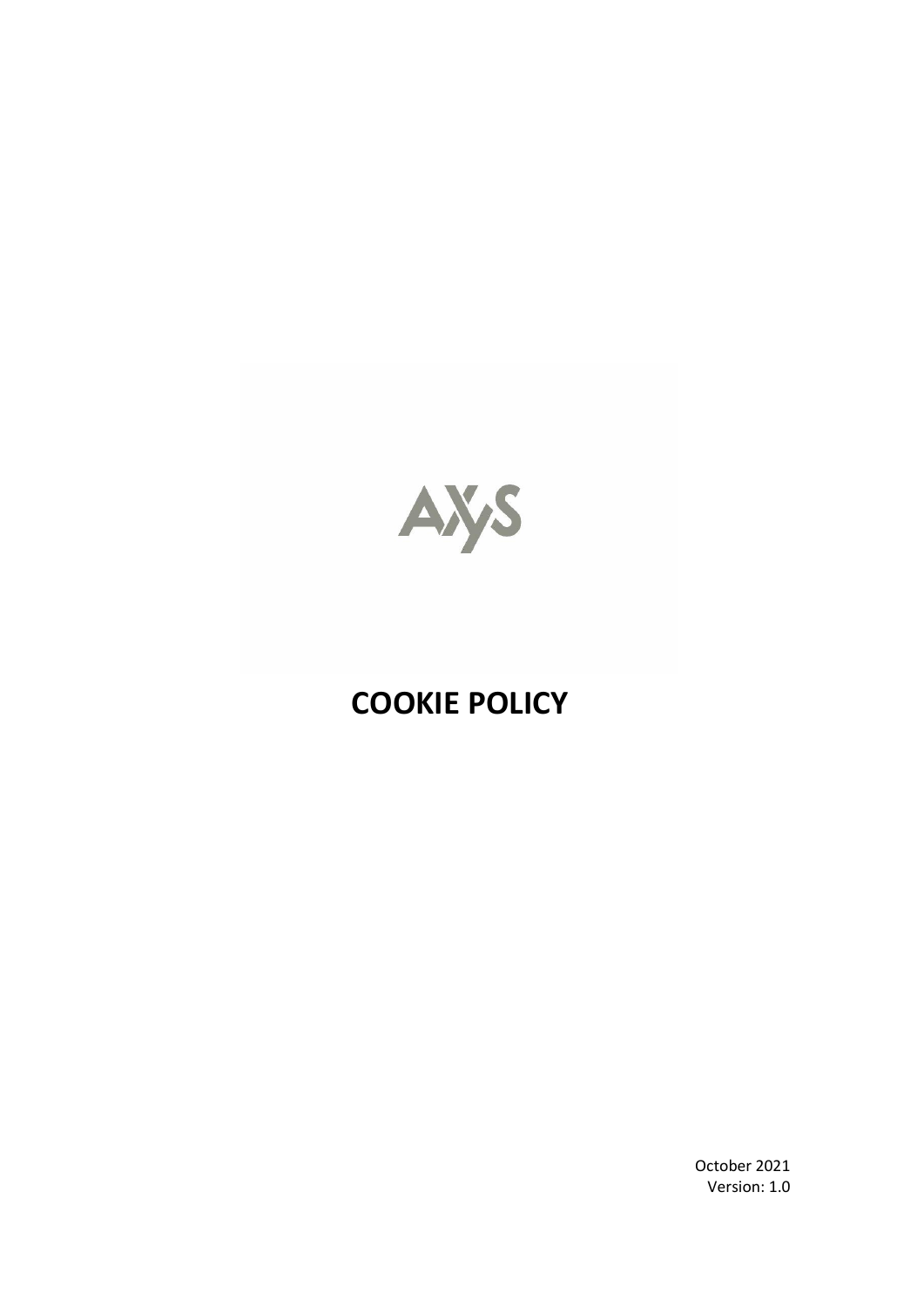AXyS

# COOKIE POLICY

October 2021
Version: 1.0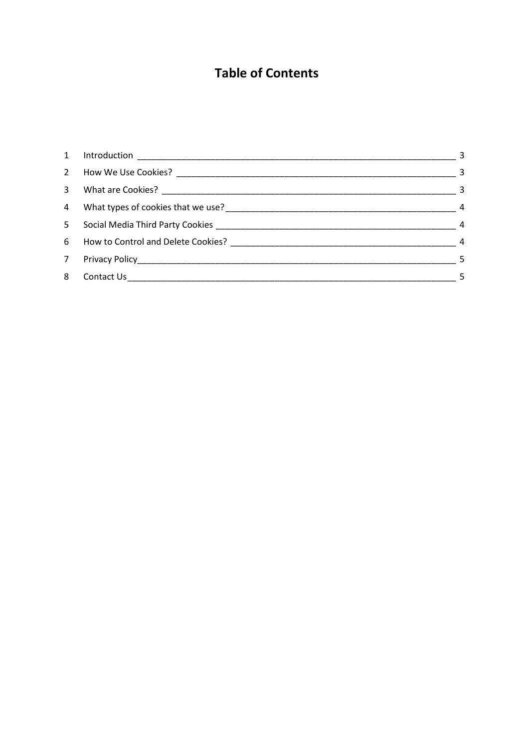# Table of Contents

1 Introduction ____________________________________________________________ 3
2 How We Use Cookies? ____________________________________________________ 3
3 What are Cookies? _______________________________________________________ 3
4 What types of cookies that we use? _______________________________________ 4
5 Social Media Third Party Cookies __________________________________________ 4
6 How to Control and Delete Cookies? _______________________________________ 4
7 Privacy Policy ___________________________________________________________ 5
8 Contact Us _____________________________________________________________ 5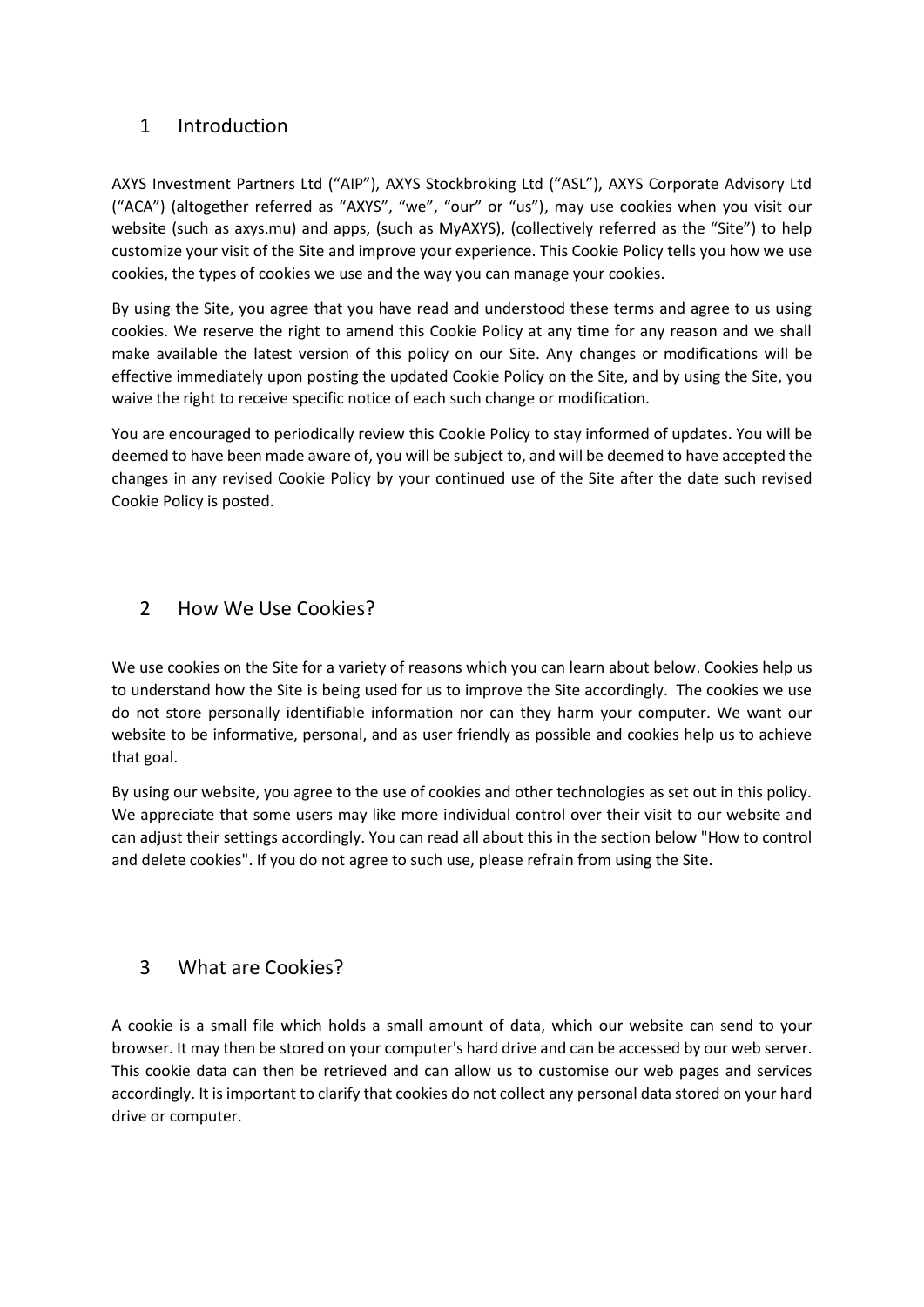## 1 Introduction

AXYS Investment Partners Ltd ("AIP"), AXYS Stockbroking Ltd ("ASL"), AXYS Corporate Advisory Ltd ("ACA") (altogether referred as "AXYS", "we", "our" or "us"), may use cookies when you visit our website (such as axys.mu) and apps, (such as MyAXYS), (collectively referred as the "Site") to help customize your visit of the Site and improve your experience. This Cookie Policy tells you how we use cookies, the types of cookies we use and the way you can manage your cookies.

By using the Site, you agree that you have read and understood these terms and agree to us using cookies. We reserve the right to amend this Cookie Policy at any time for any reason and we shall make available the latest version of this policy on our Site. Any changes or modifications will be effective immediately upon posting the updated Cookie Policy on the Site, and by using the Site, you waive the right to receive specific notice of each such change or modification.

You are encouraged to periodically review this Cookie Policy to stay informed of updates. You will be deemed to have been made aware of, you will be subject to, and will be deemed to have accepted the changes in any revised Cookie Policy by your continued use of the Site after the date such revised Cookie Policy is posted.

## 2 How We Use Cookies?

We use cookies on the Site for a variety of reasons which you can learn about below. Cookies help us to understand how the Site is being used for us to improve the Site accordingly. The cookies we use do not store personally identifiable information nor can they harm your computer. We want our website to be informative, personal, and as user friendly as possible and cookies help us to achieve that goal.

By using our website, you agree to the use of cookies and other technologies as set out in this policy. We appreciate that some users may like more individual control over their visit to our website and can adjust their settings accordingly. You can read all about this in the section below "How to control and delete cookies". If you do not agree to such use, please refrain from using the Site.

## 3 What are Cookies?

A cookie is a small file which holds a small amount of data, which our website can send to your browser. It may then be stored on your computer's hard drive and can be accessed by our web server. This cookie data can then be retrieved and can allow us to customise our web pages and services accordingly. It is important to clarify that cookies do not collect any personal data stored on your hard drive or computer.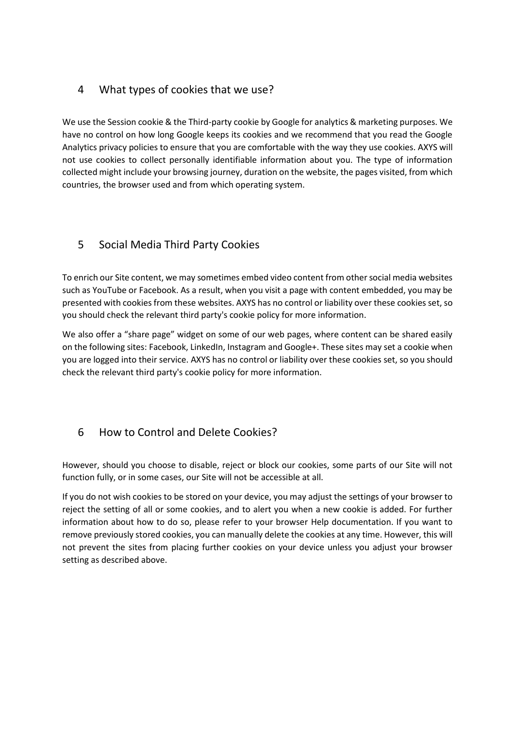## 4 What types of cookies that we use?

We use the Session cookie & the Third-party cookie by Google for analytics & marketing purposes. We have no control on how long Google keeps its cookies and we recommend that you read the Google Analytics privacy policies to ensure that you are comfortable with the way they use cookies. AXYS will not use cookies to collect personally identifiable information about you. The type of information collected might include your browsing journey, duration on the website, the pages visited, from which countries, the browser used and from which operating system.

## 5 Social Media Third Party Cookies

To enrich our Site content, we may sometimes embed video content from other social media websites such as YouTube or Facebook. As a result, when you visit a page with content embedded, you may be presented with cookies from these websites. AXYS has no control or liability over these cookies set, so you should check the relevant third party's cookie policy for more information.

We also offer a "share page" widget on some of our web pages, where content can be shared easily on the following sites: Facebook, LinkedIn, Instagram and Google+. These sites may set a cookie when you are logged into their service. AXYS has no control or liability over these cookies set, so you should check the relevant third party's cookie policy for more information.

## 6 How to Control and Delete Cookies?

However, should you choose to disable, reject or block our cookies, some parts of our Site will not function fully, or in some cases, our Site will not be accessible at all.

If you do not wish cookies to be stored on your device, you may adjust the settings of your browser to reject the setting of all or some cookies, and to alert you when a new cookie is added. For further information about how to do so, please refer to your browser Help documentation. If you want to remove previously stored cookies, you can manually delete the cookies at any time. However, this will not prevent the sites from placing further cookies on your device unless you adjust your browser setting as described above.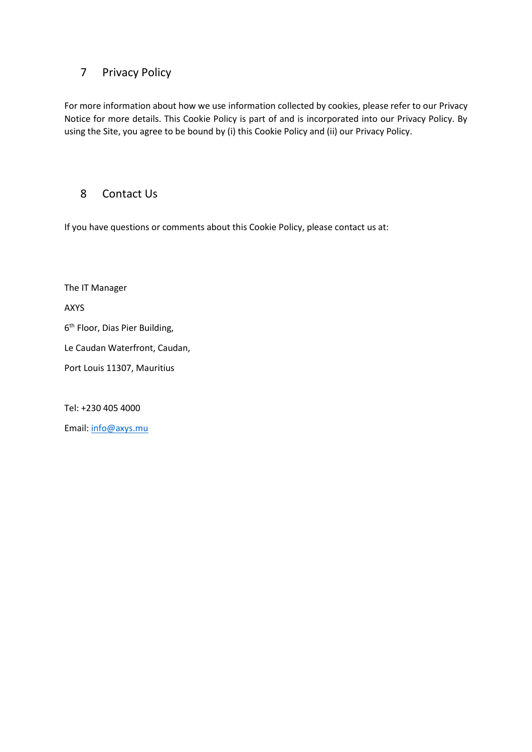## 7 Privacy Policy

For more information about how we use information collected by cookies, please refer to our Privacy Notice for more details. This Cookie Policy is part of and is incorporated into our Privacy Policy. By using the Site, you agree to be bound by (i) this Cookie Policy and (ii) our Privacy Policy.

## 8 Contact Us

If you have questions or comments about this Cookie Policy, please contact us at:

The IT Manager

AXYS

6th Floor, Dias Pier Building,

Le Caudan Waterfront, Caudan,

Port Louis 11307, Mauritius

Tel: +230 405 4000

Email: info@axys.mu